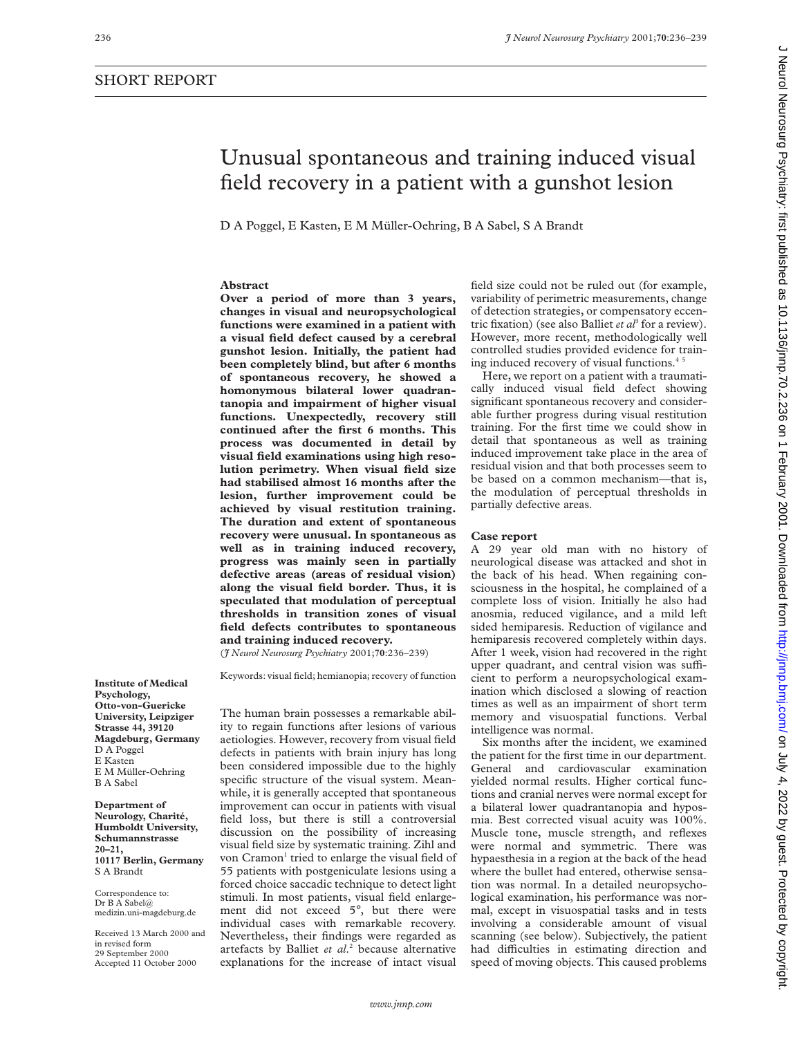SHORT REPORT

# Unusual spontaneous and training induced visual field recovery in a patient with a gunshot lesion

D A Poggel, E Kasten, E M Müller-Oehring, B A Sabel, S A Brandt

## Abstract

**Over a period of more than 3 years, changes in visual and neuropsychological functions were examined in a patient with a visual field defect caused by a cerebral gunshot lesion. Initially, the patient had been completely blind, but after 6 months of spontaneous recovery, he showed a homonymous bilateral lower quadrantanopia and impairment of higher visual functions. Unexpectedly, recovery still continued after the first 6 months. This process was documented in detail by visual field examinations using high resolution perimetry. When visual field size had stabilised almost 16 months after the lesion, further improvement could be achieved by visual restitution training. The duration and extent of spontaneous recovery were unusual. In spontaneous as well as in training induced recovery, progress was mainly seen in partially defective areas (areas of residual vision) along the visual field border. Thus, it is speculated that modulation of perceptual thresholds in transition zones of visual field defects contributes to spontaneous and training induced recovery.**

(*J Neurol Neurosurg Psychiatry* 2001;**70**:236–239)

Keywords: visual field; hemianopia; recovery of function

Institute of Medical Psychology, Otto-von-Guericke University, Leipziger Strasse 44, 39120 Magdeburg, Germany
D A Poggel
E Kasten
E M Müller-Oehring
B A Sabel

Department of Neurology, Charité, Humboldt University, Schumannstrasse 20–21, 10117 Berlin, Germany
S A Brandt

Correspondence to: Dr B A Sabel@medizin.uni-magdeburg.de

Received 13 March 2000 and in revised form 29 September 2000
Accepted 11 October 2000

The human brain possesses a remarkable ability to regain functions after lesions of various aetiologies. However, recovery from visual field defects in patients with brain injury has long been considered impossible due to the highly specific structure of the visual system. Meanwhile, it is generally accepted that spontaneous improvement can occur in patients with visual field loss, but there is still a controversial discussion on the possibility of increasing visual field size by systematic training. Zihl and von Cramon[1] tried to enlarge the visual field of 55 patients with postgeniculate lesions using a forced choice saccadic technique to detect light stimuli. In most patients, visual field enlargement did not exceed 5°, but there were individual cases with remarkable recovery. Nevertheless, their findings were regarded as artefacts by Balliet *et al*.[2] because alternative explanations for the increase of intact visual field size could not be ruled out (for example, variability of perimetric measurements, change of detection strategies, or compensatory eccentric fixation) (see also Balliet *et al*[3] for a review). However, more recent, methodologically well controlled studies provided evidence for training induced recovery of visual functions.[4 5]

Here, we report on a patient with a traumatically induced visual field defect showing significant spontaneous recovery and considerable further progress during visual restitution training. For the first time we could show in detail that spontaneous as well as training induced improvement take place in the area of residual vision and that both processes seem to be based on a common mechanism—that is, the modulation of perceptual thresholds in partially defective areas.

## Case report

A 29 year old man with no history of neurological disease was attacked and shot in the back of his head. When regaining consciousness in the hospital, he complained of a complete loss of vision. Initially he also had anosmia, reduced vigilance, and a mild left sided hemiparesis. Reduction of vigilance and hemiparesis recovered completely within days. After 1 week, vision had recovered in the right upper quadrant, and central vision was sufficient to perform a neuropsychological examination which disclosed a slowing of reaction times as well as an impairment of short term memory and visuospatial functions. Verbal intelligence was normal.

Six months after the incident, we examined the patient for the first time in our department. General and cardiovascular examination yielded normal results. Higher cortical functions and cranial nerves were normal except for a bilateral lower quadrantanopia and hyposmia. Best corrected visual acuity was 100%. Muscle tone, muscle strength, and reflexes were normal and symmetric. There was hypaesthesia in a region at the back of the head where the bullet had entered, otherwise sensation was normal. In a detailed neuropsychological examination, his performance was normal, except in visuospatial tasks and in tests involving a considerable amount of visual scanning (see below). Subjectively, the patient had difficulties in estimating direction and speed of moving objects. This caused problems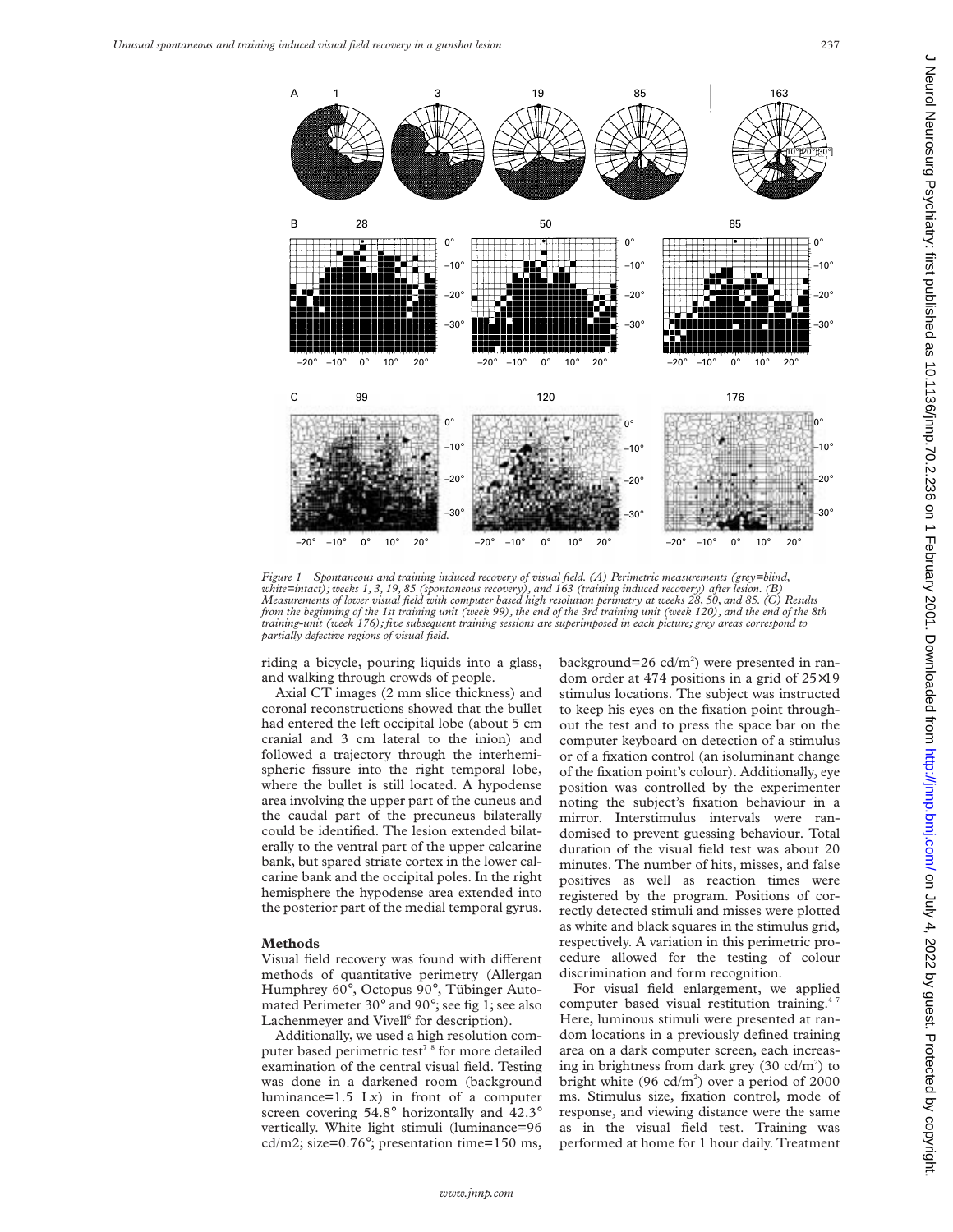Figure 1 Spontaneous and training induced recovery of visual field. (A) Perimetric measurements (grey=blind, white=intact); weeks 1, 3, 19, 85 (spontaneous recovery), and 163 (training induced recovery) after lesion. (B) Measurements of lower visual field with computer based high resolution perimetry at weeks 28, 50, and 85. (C) Results from the beginning of the 1st training unit (week 99), the end of the 3rd training unit (week 120), and the end of the 8th training-unit (week 176); five subsequent training sessions are superimposed in each picture; grey areas correspond to partially defective regions of visual field.

riding a bicycle, pouring liquids into a glass, and walking through crowds of people.

Axial CT images (2 mm slice thickness) and coronal reconstructions showed that the bullet had entered the left occipital lobe (about 5 cm cranial and 3 cm lateral to the inion) and followed a trajectory through the interhemispheric fissure into the right temporal lobe, where the bullet is still located. A hypodense area involving the upper part of the cuneus and the caudal part of the precuneus bilaterally could be identified. The lesion extended bilaterally to the ventral part of the upper calcarine bank, but spared striate cortex in the lower calcarine bank and the occipital poles. In the right hemisphere the hypodense area extended into the posterior part of the medial temporal gyrus.

## Methods

Visual field recovery was found with different methods of quantitative perimetry (Allergan Humphrey 60°, Octopus 90°, Tübinger Automated Perimeter 30° and 90°; see fig 1; see also Lachenmeyer and Vivell[6] for description).

Additionally, we used a high resolution computer based perimetric test[7 8] for more detailed examination of the central visual field. Testing was done in a darkened room (background luminance=1.5 Lx) in front of a computer screen covering 54.8° horizontally and 42.3° vertically. White light stimuli (luminance=96 cd/m2; size=0.76°; presentation time=150 ms, background=26 cd/m$^2$) were presented in random order at 474 positions in a grid of 25×19 stimulus locations. The subject was instructed to keep his eyes on the fixation point throughout the test and to press the space bar on the computer keyboard on detection of a stimulus or of a fixation control (an isoluminant change of the fixation point's colour). Additionally, eye position was controlled by the experimenter noting the subject's fixation behaviour in a mirror. Interstimulus intervals were randomised to prevent guessing behaviour. Total duration of the visual field test was about 20 minutes. The number of hits, misses, and false positives as well as reaction times were registered by the program. Positions of correctly detected stimuli and misses were plotted as white and black squares in the stimulus grid, respectively. A variation in this perimetric procedure allowed for the testing of colour discrimination and form recognition.

For visual field enlargement, we applied computer based visual restitution training.[4 7] Here, luminous stimuli were presented at random locations in a previously defined training area on a dark computer screen, each increasing in brightness from dark grey (30 cd/m$^2$) to bright white (96 cd/m$^2$) over a period of 2000 ms. Stimulus size, fixation control, mode of response, and viewing distance were the same as in the visual field test. Training was performed at home for 1 hour daily. Treatment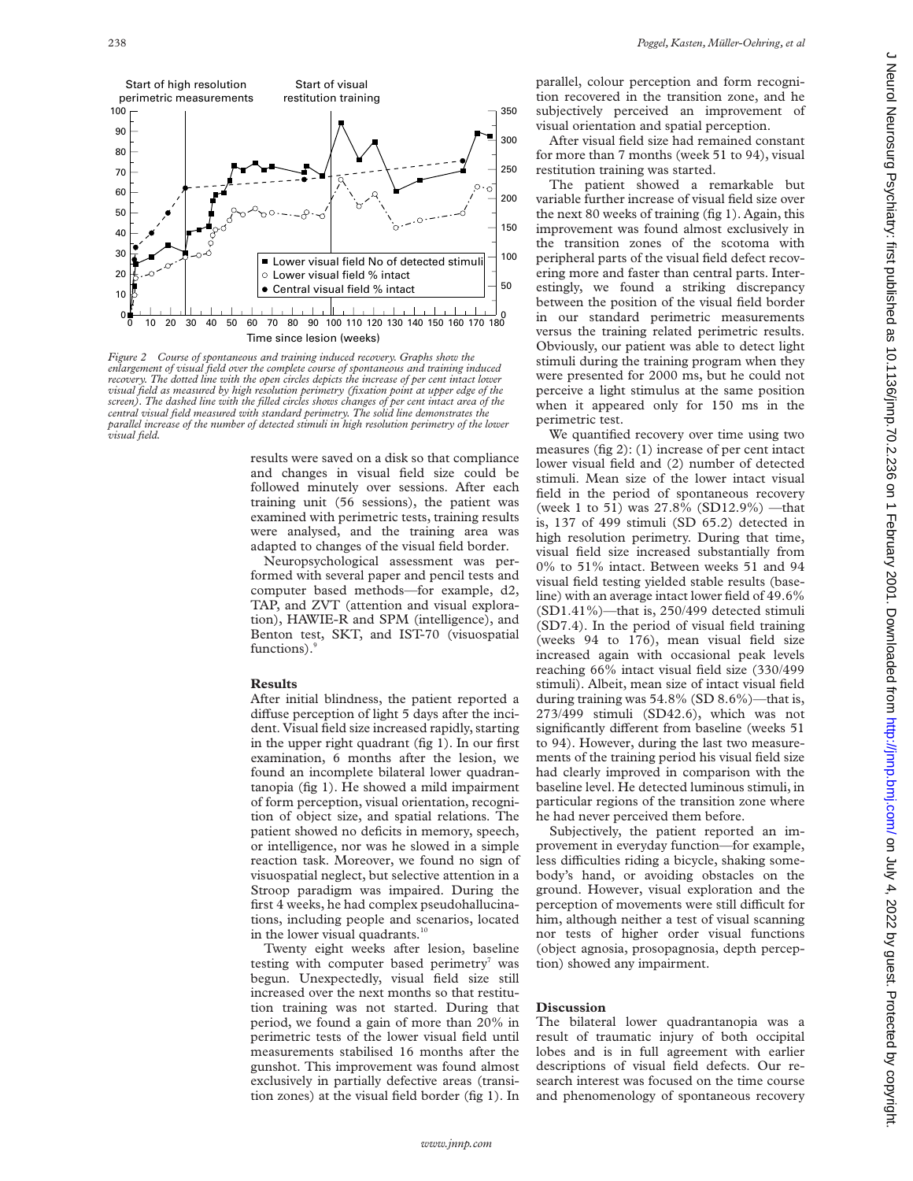Figure 2 Course of spontaneous and training induced recovery. Graphs show the enlargement of visual field over the complete course of spontaneous and training induced recovery. The dotted line with the open circles depicts the increase of per cent intact lower visual field as measured by high resolution perimetry (fixation point at upper edge of the screen). The dashed line with the filled circles shows changes of per cent intact area of the central visual field measured with standard perimetry. The solid line demonstrates the parallel increase of the number of detected stimuli in high resolution perimetry of the lower visual field.

results were saved on a disk so that compliance and changes in visual field size could be followed minutely over sessions. After each training unit (56 sessions), the patient was examined with perimetric tests, training results were analysed, and the training area was adapted to changes of the visual field border.

Neuropsychological assessment was performed with several paper and pencil tests and computer based methods—for example, d2, TAP, and ZVT (attention and visual exploration), HAWIE-R and SPM (intelligence), and Benton test, SKT, and IST-70 (visuospatial functions).[9]

## Results

After initial blindness, the patient reported a diffuse perception of light 5 days after the incident. Visual field size increased rapidly, starting in the upper right quadrant (fig 1). In our first examination, 6 months after the lesion, we found an incomplete bilateral lower quadrantanopia (fig 1). He showed a mild impairment of form perception, visual orientation, recognition of object size, and spatial relations. The patient showed no deficits in memory, speech, or intelligence, nor was he slowed in a simple reaction task. Moreover, we found no sign of visuospatial neglect, but selective attention in a Stroop paradigm was impaired. During the first 4 weeks, he had complex pseudohallucinations, including people and scenarios, located in the lower visual quadrants.[10]

Twenty eight weeks after lesion, baseline testing with computer based perimetry[7] was begun. Unexpectedly, visual field size still increased over the next months so that restitution training was not started. During that period, we found a gain of more than 20% in perimetric tests of the lower visual field until measurements stabilised 16 months after the gunshot. This improvement was found almost exclusively in partially defective areas (transition zones) at the visual field border (fig 1). In parallel, colour perception and form recognition recovered in the transition zone, and he subjectively perceived an improvement of visual orientation and spatial perception.

After visual field size had remained constant for more than 7 months (week 51 to 94), visual restitution training was started.

The patient showed a remarkable but variable further increase of visual field size over the next 80 weeks of training (fig 1). Again, this improvement was found almost exclusively in the transition zones of the scotoma with peripheral parts of the visual field defect recovering more and faster than central parts. Interestingly, we found a striking discrepancy between the position of the visual field border in our standard perimetric measurements versus the training related perimetric results. Obviously, our patient was able to detect light stimuli during the training program when they were presented for 2000 ms, but he could not perceive a light stimulus at the same position when it appeared only for 150 ms in the perimetric test.

We quantified recovery over time using two measures (fig 2): (1) increase of per cent intact lower visual field and (2) number of detected stimuli. Mean size of the lower intact visual field in the period of spontaneous recovery (week 1 to 51) was 27.8% (SD12.9%) —that is, 137 of 499 stimuli (SD 65.2) detected in high resolution perimetry. During that time, visual field size increased substantially from 0% to 51% intact. Between weeks 51 and 94 visual field testing yielded stable results (baseline) with an average intact lower field of 49.6% (SD1.41%)—that is, 250/499 detected stimuli (SD7.4). In the period of visual field training (weeks 94 to 176), mean visual field size increased again with occasional peak levels reaching 66% intact visual field size (330/499 stimuli). Albeit, mean size of intact visual field during training was 54.8% (SD 8.6%)—that is, 273/499 stimuli (SD42.6), which was not significantly different from baseline (weeks 51 to 94). However, during the last two measurements of the training period his visual field size had clearly improved in comparison with the baseline level. He detected luminous stimuli, in particular regions of the transition zone where he had never perceived them before.

Subjectively, the patient reported an improvement in everyday function—for example, less difficulties riding a bicycle, shaking somebody's hand, or avoiding obstacles on the ground. However, visual exploration and the perception of movements were still difficult for him, although neither a test of visual scanning nor tests of higher order visual functions (object agnosia, prosopagnosia, depth perception) showed any impairment.

## Discussion

The bilateral lower quadrantanopia was a result of traumatic injury of both occipital lobes and is in full agreement with earlier descriptions of visual field defects. Our research interest was focused on the time course and phenomenology of spontaneous recovery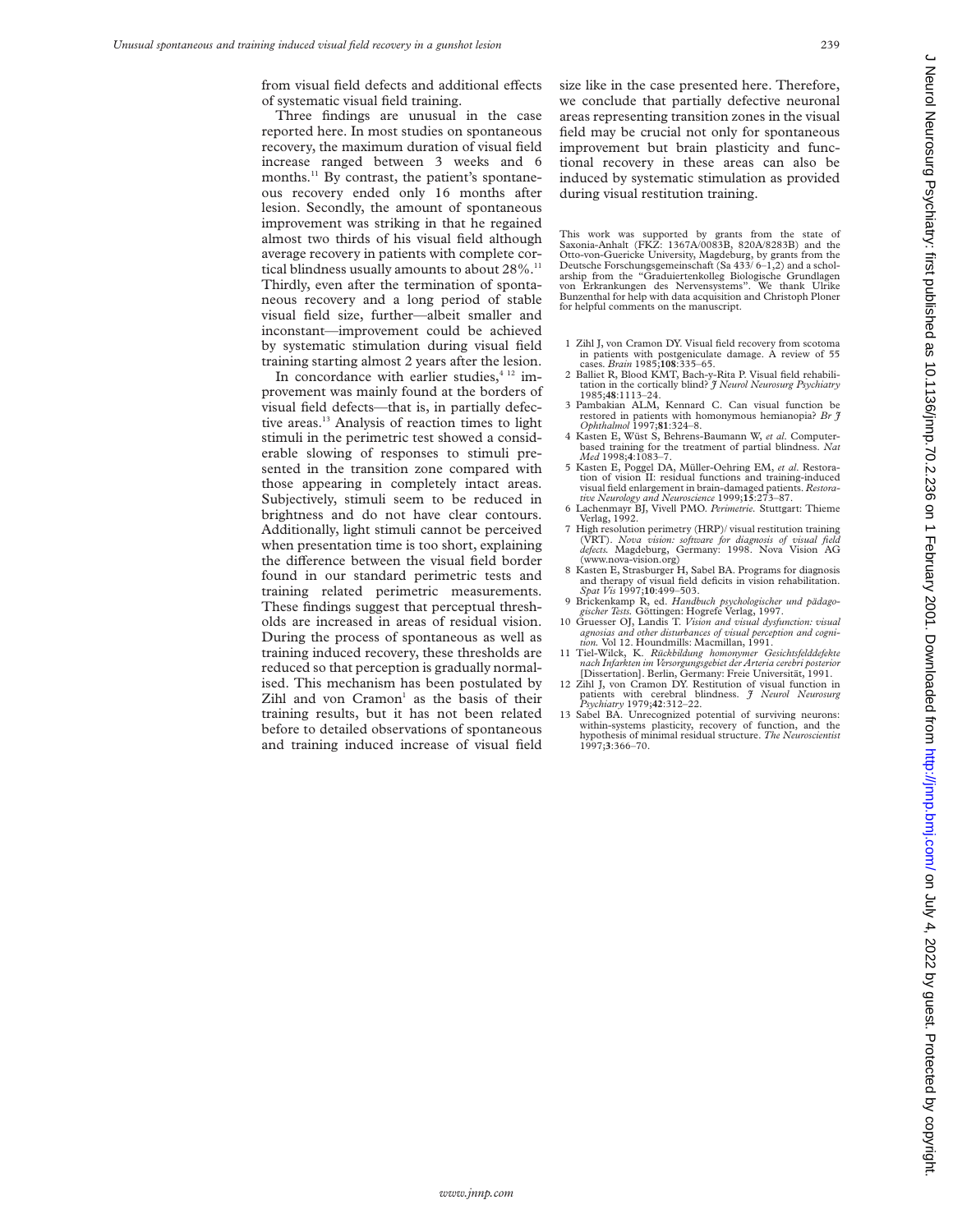from visual field defects and additional effects of systematic visual field training.

Three findings are unusual in the case reported here. In most studies on spontaneous recovery, the maximum duration of visual field increase ranged between 3 weeks and 6 months.[11] By contrast, the patient's spontaneous recovery ended only 16 months after lesion. Secondly, the amount of spontaneous improvement was striking in that he regained almost two thirds of his visual field although average recovery in patients with complete cortical blindness usually amounts to about 28%.[11] Thirdly, even after the termination of spontaneous recovery and a long period of stable visual field size, further—albeit smaller and inconstant—improvement could be achieved by systematic stimulation during visual field training starting almost 2 years after the lesion.

In concordance with earlier studies,[4 12] improvement was mainly found at the borders of visual field defects—that is, in partially defective areas.[13] Analysis of reaction times to light stimuli in the perimetric test showed a considerable slowing of responses to stimuli presented in the transition zone compared with those appearing in completely intact areas. Subjectively, stimuli seem to be reduced in brightness and do not have clear contours. Additionally, light stimuli cannot be perceived when presentation time is too short, explaining the difference between the visual field border found in our standard perimetric tests and training related perimetric measurements. These findings suggest that perceptual thresholds are increased in areas of residual vision. During the process of spontaneous as well as training induced recovery, these thresholds are reduced so that perception is gradually normalised. This mechanism has been postulated by Zihl and von Cramon[1] as the basis of their training results, but it has not been related before to detailed observations of spontaneous and training induced increase of visual field size like in the case presented here. Therefore, we conclude that partially defective neuronal areas representing transition zones in the visual field may be crucial not only for spontaneous improvement but brain plasticity and functional recovery in these areas can also be induced by systematic stimulation as provided during visual restitution training.

This work was supported by grants from the state of Saxonia-Anhalt (FKZ: 1367A/0083B, 820A/8283B) and the Otto-von-Guericke University, Magdeburg, by grants from the Deutsche Forschungsgemeinschaft (Sa 433/ 6–1,2) and a scholarship from the "Graduiertenkolleg Biologische Grundlagen von Erkrankungen des Nervensystems". We thank Ulrike Bunzenthal for help with data acquisition and Christoph Ploner for helpful comments on the manuscript.

1 Zihl J, von Cramon DY. Visual field recovery from scotoma in patients with postgeniculate damage. A review of 55 cases. *Brain* 1985;**108**:335–65.
2 Balliet R, Blood KMT, Bach-y-Rita P. Visual field rehabilitation in the cortically blind? *J Neurol Neurosurg Psychiatry* 1985;**48**:1113–24.
3 Pambakian ALM, Kennard C. Can visual function be restored in patients with homonymous hemianopia? *Br J Ophthalmol* 1997;**81**:324–8.
4 Kasten E, Wüst S, Behrens-Baumann W, *et al*. Computer-based training for the treatment of partial blindness. *Nat Med* 1998;**4**:1083–7.
5 Kasten E, Poggel DA, Müller-Oehring EM, *et al*. Restoration of vision II: residual functions and training-induced visual field enlargement in brain-damaged patients. *Restorative Neurology and Neuroscience* 1999;**15**:273–87.
6 Lachenmayr BJ, Vivell PMO. *Perimetrie*. Stuttgart: Thieme Verlag, 1992.
7 High resolution perimetry (HRP)/ visual restitution training (VRT). *Nova vision: software for diagnosis of visual field defects*. Magdeburg, Germany: 1998. Nova Vision AG (www.nova-vision.org)
8 Kasten E, Strasburger H, Sabel BA. Programs for diagnosis and therapy of visual field deficits in vision rehabilitation. *Spat Vis* 1997;**10**:499–503.
9 Brickenkamp R, ed. *Handbuch psychologischer und pädagogischer Tests*. Göttingen: Hogrefe Verlag, 1997.
10 Gruesser OJ, Landis T. *Vision and visual dysfunction: visual agnosias and other disturbances of visual perception and cognition*. Vol 12. Houndmills: Macmillan, 1991.
11 Tiel-Wilck, K. *Rückbildung homonymer Gesichtsfelddefekte nach Infarkten im Versorgungsgebiet der Arteria cerebri posterior* [Dissertation]. Berlin, Germany: Freie Universität, 1991.
12 Zihl J, von Cramon DY. Restitution of visual function in patients with cerebral blindness. *J Neurol Neurosurg Psychiatry* 1979;**42**:312–22.
13 Sabel BA. Unrecognized potential of surviving neurons: within-systems plasticity, recovery of function, and the hypothesis of minimal residual structure. *The Neuroscientist* 1997;**3**:366–70.